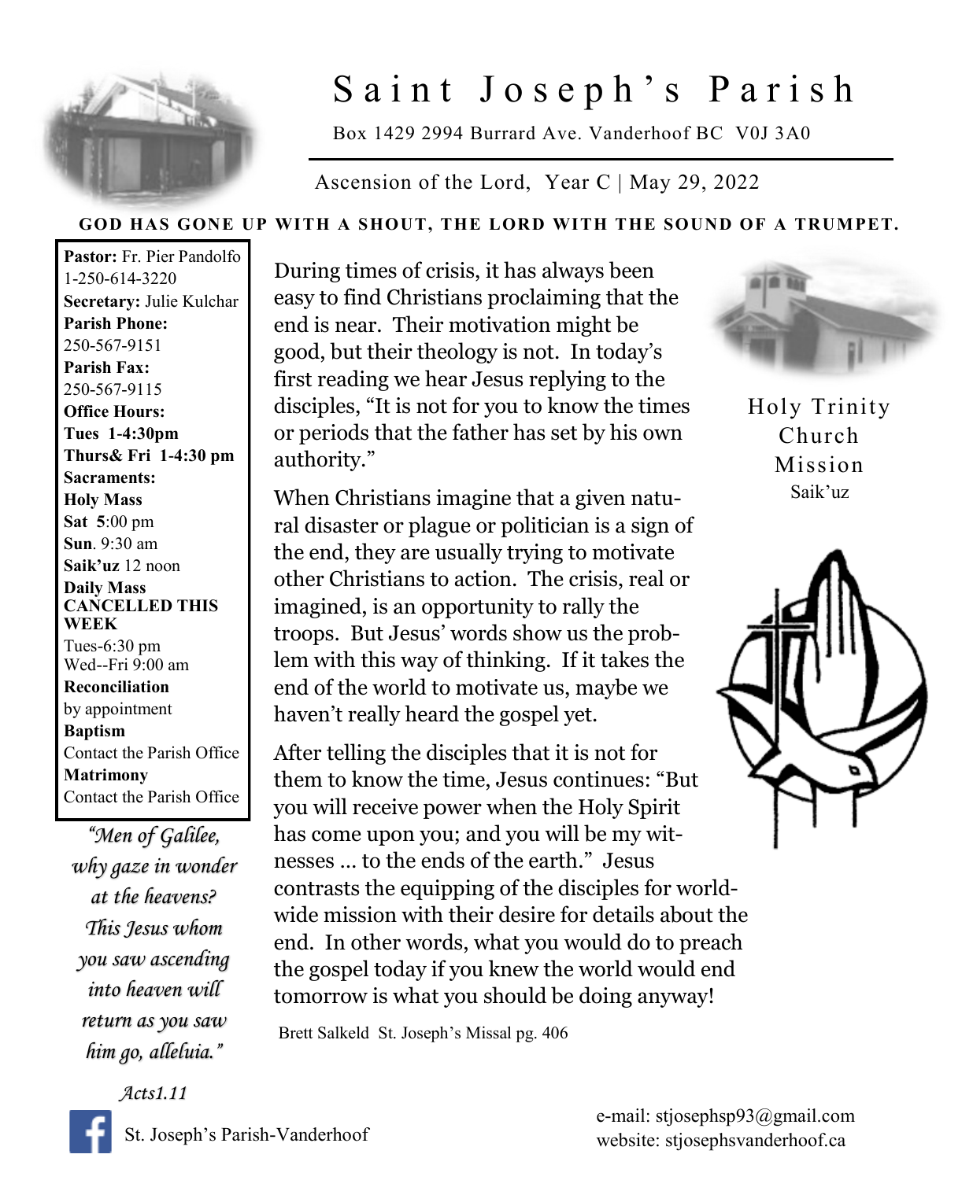# Saint Joseph's Parish

Box 1429 2994 Burrard Ave. Vanderhoof BC V0J 3A0

Ascension of the Lord, Year C | May 29, 2022

**GOD HAS GONE UP WITH A SHOUT, THE LORD WITH THE SOUND OF A TRUMPET.**

**Pastor:** Fr. Pier Pandolfo
1-250-614-3220
**Secretary:** Julie Kulchar
**Parish Phone:**
250-567-9151
**Parish Fax:**
250-567-9115
**Office Hours:**
**Tues 1-4:30pm**
**Thurs& Fri 1-4:30 pm**
**Sacraments:**
**Holy Mass**
**Sat 5**:00 pm
**Sun**. 9:30 am
**Saik'uz** 12 noon
**Daily Mass**
**CANCELLED THIS WEEK**
Tues-6:30 pm
Wed--Fri 9:00 am
**Reconciliation**
by appointment
**Baptism**
Contact the Parish Office
**Matrimony**
Contact the Parish Office

*"Men of Galilee, why gaze in wonder at the heavens? This Jesus whom you saw ascending into heaven will return as you saw him go, alleluia."*

*Acts1.11*

During times of crisis, it has always been easy to find Christians proclaiming that the end is near. Their motivation might be good, but their theology is not. In today's first reading we hear Jesus replying to the disciples, "It is not for you to know the times or periods that the father has set by his own authority."

When Christians imagine that a given natural disaster or plague or politician is a sign of the end, they are usually trying to motivate other Christians to action. The crisis, real or imagined, is an opportunity to rally the troops. But Jesus' words show us the problem with this way of thinking. If it takes the end of the world to motivate us, maybe we haven't really heard the gospel yet.

After telling the disciples that it is not for them to know the time, Jesus continues: "But you will receive power when the Holy Spirit has come upon you; and you will be my witnesses … to the ends of the earth." Jesus contrasts the equipping of the disciples for world-wide mission with their desire for details about the end. In other words, what you would do to preach the gospel today if you knew the world would end tomorrow is what you should be doing anyway!

Brett Salkeld St. Joseph's Missal pg. 406

Holy Trinity Church Mission
Saik'uz

St. Joseph's Parish-Vanderhoof

e-mail: stjosephsp93@gmail.com
website: stjosephsvanderhoof.ca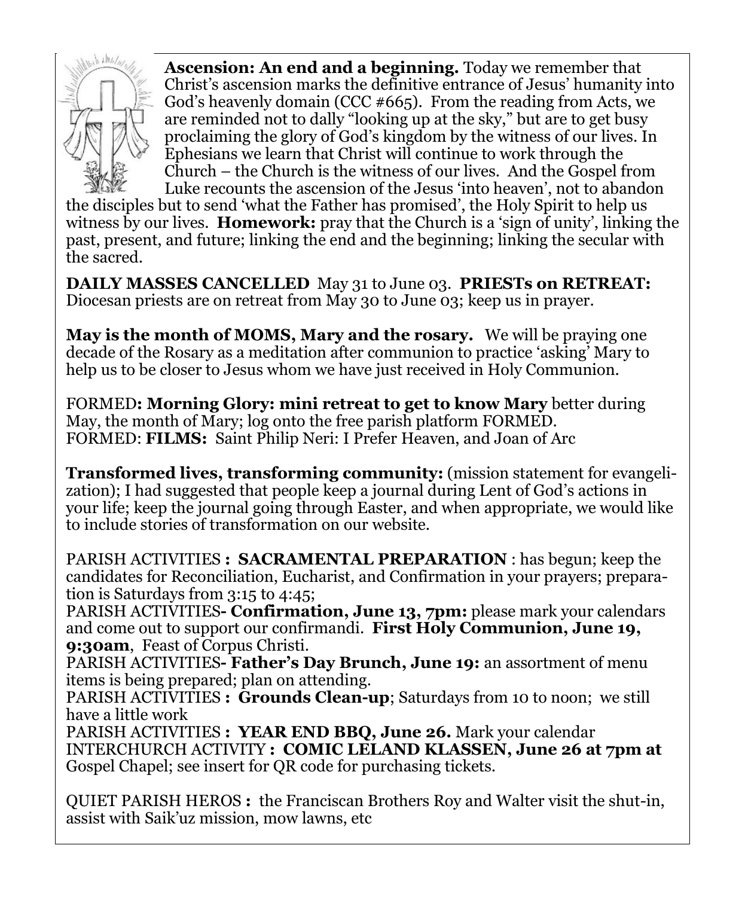**Ascension: An end and a beginning.** Today we remember that Christ's ascension marks the definitive entrance of Jesus' humanity into God's heavenly domain (CCC #665). From the reading from Acts, we are reminded not to dally "looking up at the sky," but are to get busy proclaiming the glory of God's kingdom by the witness of our lives. In Ephesians we learn that Christ will continue to work through the Church – the Church is the witness of our lives. And the Gospel from Luke recounts the ascension of the Jesus 'into heaven', not to abandon the disciples but to send 'what the Father has promised', the Holy Spirit to help us witness by our lives. **Homework:** pray that the Church is a 'sign of unity', linking the past, present, and future; linking the end and the beginning; linking the secular with the sacred.

**DAILY MASSES CANCELLED** May 31 to June 03. **PRIESTs on RETREAT:** Diocesan priests are on retreat from May 30 to June 03; keep us in prayer.

**May is the month of MOMS, Mary and the rosary.** We will be praying one decade of the Rosary as a meditation after communion to practice 'asking' Mary to help us to be closer to Jesus whom we have just received in Holy Communion.

FORMED**: Morning Glory: mini retreat to get to know Mary** better during May, the month of Mary; log onto the free parish platform FORMED.
FORMED: **FILMS:** Saint Philip Neri: I Prefer Heaven, and Joan of Arc

**Transformed lives, transforming community:** (mission statement for evangelization); I had suggested that people keep a journal during Lent of God's actions in your life; keep the journal going through Easter, and when appropriate, we would like to include stories of transformation on our website.

PARISH ACTIVITIES **: SACRAMENTAL PREPARATION** : has begun; keep the candidates for Reconciliation, Eucharist, and Confirmation in your prayers; preparation is Saturdays from 3:15 to 4:45;
PARISH ACTIVITIES**- Confirmation, June 13, 7pm:** please mark your calendars and come out to support our confirmandi. **First Holy Communion, June 19, 9:30am**, Feast of Corpus Christi.
PARISH ACTIVITIES**- Father's Day Brunch, June 19:** an assortment of menu items is being prepared; plan on attending.
PARISH ACTIVITIES **: Grounds Clean-up**; Saturdays from 10 to noon; we still have a little work
PARISH ACTIVITIES **: YEAR END BBQ, June 26.** Mark your calendar
INTERCHURCH ACTIVITY **: COMIC LELAND KLASSEN, June 26 at 7pm at** Gospel Chapel; see insert for QR code for purchasing tickets.

QUIET PARISH HEROS **:** the Franciscan Brothers Roy and Walter visit the shut-in, assist with Saik'uz mission, mow lawns, etc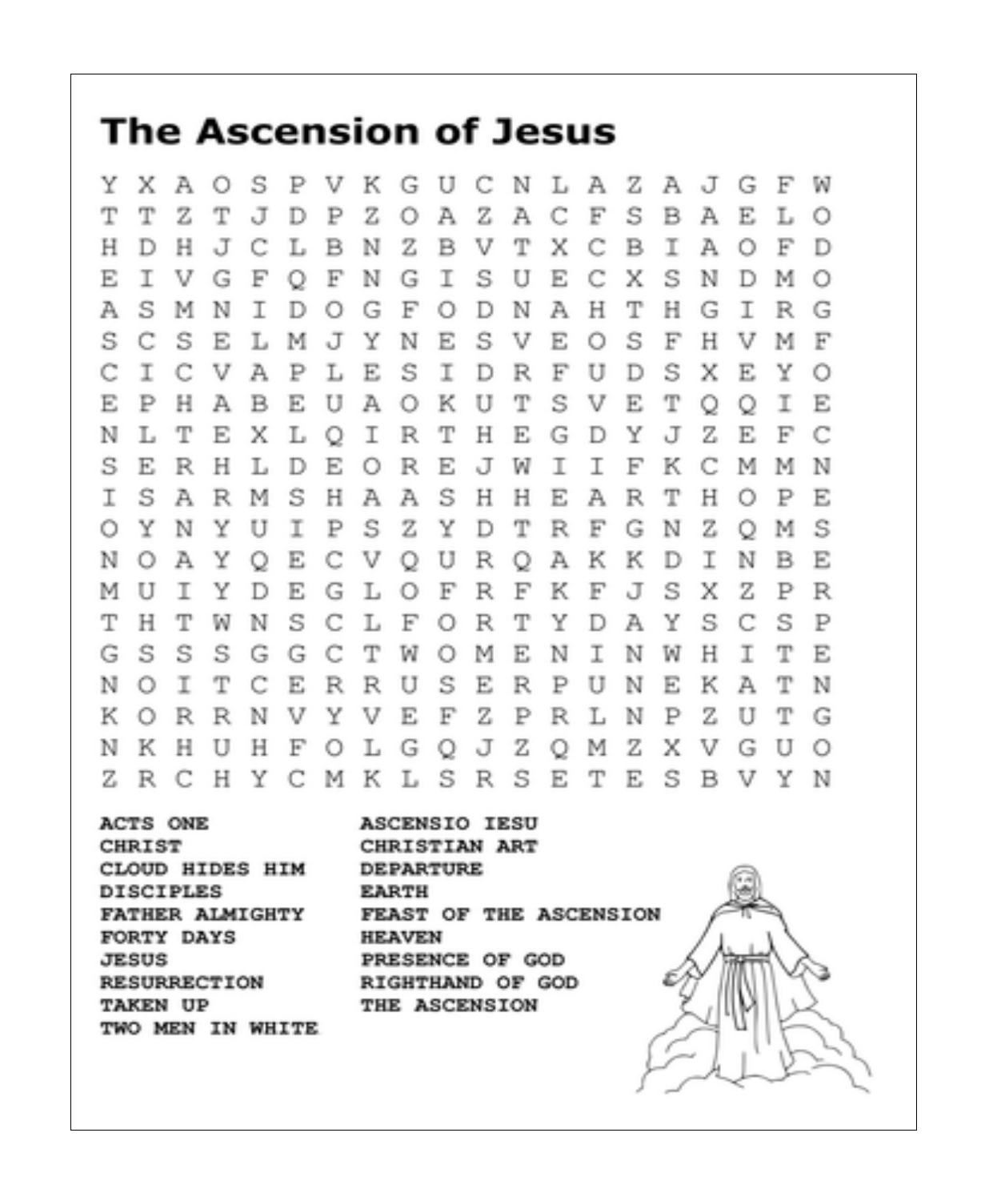# The Ascension of Jesus

```
Y X A O S P V K G U C N L A Z A J G F W
T T Z T J D P Z O A Z A C F S B A E L O
H D H J C L B N Z B V T X C B I A O F D
E I V G F Q F N G I S U E C X S N D M O
A S M N I D O G F O D N A H T H G I R G
S C S E L M J Y N E S V E O S F H V M F
C I C V A P L E S I D R F U D S X E Y O
E P H A B E U A O K U T S V E T Q Q I E
N L T E X L Q I R T H E G D Y J Z E F C
S E R H L D E O R E J W I I F K C M M N
I S A R M S H A A S H H E A R T H O P E
O Y N Y U I P S Z Y D T R F G N Z Q M S
N O A Y Q E C V Q U R Q A K K D I N B E
M U I Y D E G L O F R F K F J S X Z P R
T H T W N S C L F O R T Y D A Y S C S P
G S S S G G C T W O M E N I N W H I T E
N O I T C E R R U S E R P U N E K A T N
K O R R N V Y V E F Z P R L N P Z U T G
N K H U H F O L G Q J Z Q M Z X V G U O
Z R C H Y C M K L S R S E T E S B V Y N
```

**ACTS ONE**
**CHRIST**
**CLOUD HIDES HIM**
**DISCIPLES**
**FATHER ALMIGHTY**
**FORTY DAYS**
**JESUS**
**RESURRECTION**
**TAKEN UP**
**TWO MEN IN WHITE**
**ASCENSIO IESU**
**CHRISTIAN ART**
**DEPARTURE**
**EARTH**
**FEAST OF THE ASCENSION**
**HEAVEN**
**PRESENCE OF GOD**
**RIGHTHAND OF GOD**
**THE ASCENSION**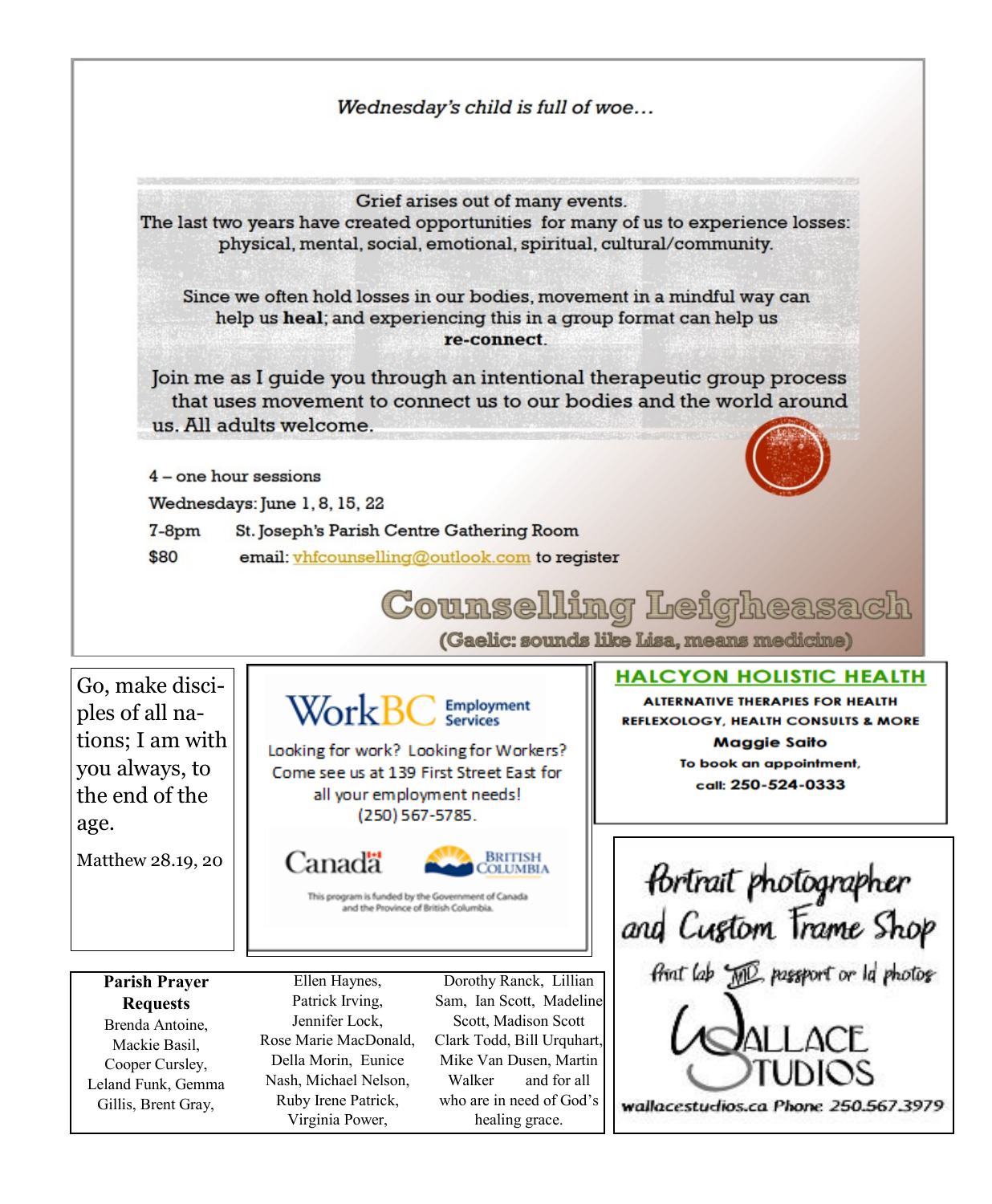*Wednesday's child is full of woe…*

Grief arises out of many events.
The last two years have created opportunities for many of us to experience losses: physical, mental, social, emotional, spiritual, cultural/community.

Since we often hold losses in our bodies, movement in a mindful way can help us **heal**; and experiencing this in a group format can help us **re-connect**.

Join me as I guide you through an intentional therapeutic group process that uses movement to connect us to our bodies and the world around us. All adults welcome.

4 – one hour sessions
Wednesdays: June 1, 8, 15, 22
7-8pm St. Joseph's Parish Centre Gathering Room
$80 email: vhfcounselling@outlook.com to register

## Counselling Leigheasach

(Gaelic: sounds like Lisa, means medicine)

---

Go, make disciples of all nations; I am with you always, to the end of the age.

Matthew 28.19, 20

---

**WorkBC Employment Services**

Looking for work? Looking for Workers? Come see us at 139 First Street East for all your employment needs! (250) 567-5785.

Canada | British Columbia

This program is funded by the Government of Canada and the Province of British Columbia.

---

**HALCYON HOLISTIC HEALTH**

ALTERNATIVE THERAPIES FOR HEALTH
REFLEXOLOGY, HEALTH CONSULTS & MORE
**Maggie Saito**
To book an appointment,
call: 250-524-0333

---

**Parish Prayer Requests**

Brenda Antoine, Mackie Basil, Cooper Cursley, Leland Funk, Gemma Gillis, Brent Gray, Ellen Haynes, Patrick Irving, Jennifer Lock, Rose Marie MacDonald, Della Morin, Eunice Nash, Michael Nelson, Ruby Irene Patrick, Virginia Power, Dorothy Ranck, Lillian Sam, Ian Scott, Madeline Scott, Madison Scott, Clark Todd, Bill Urquhart, Mike Van Dusen, Martin Walker and for all who are in need of God's healing grace.

---

Portrait photographer and Custom Frame Shop

Print lab, passport or Id photos

WALLACE STUDIOS

wallacestudios.ca Phone 250.567.3979